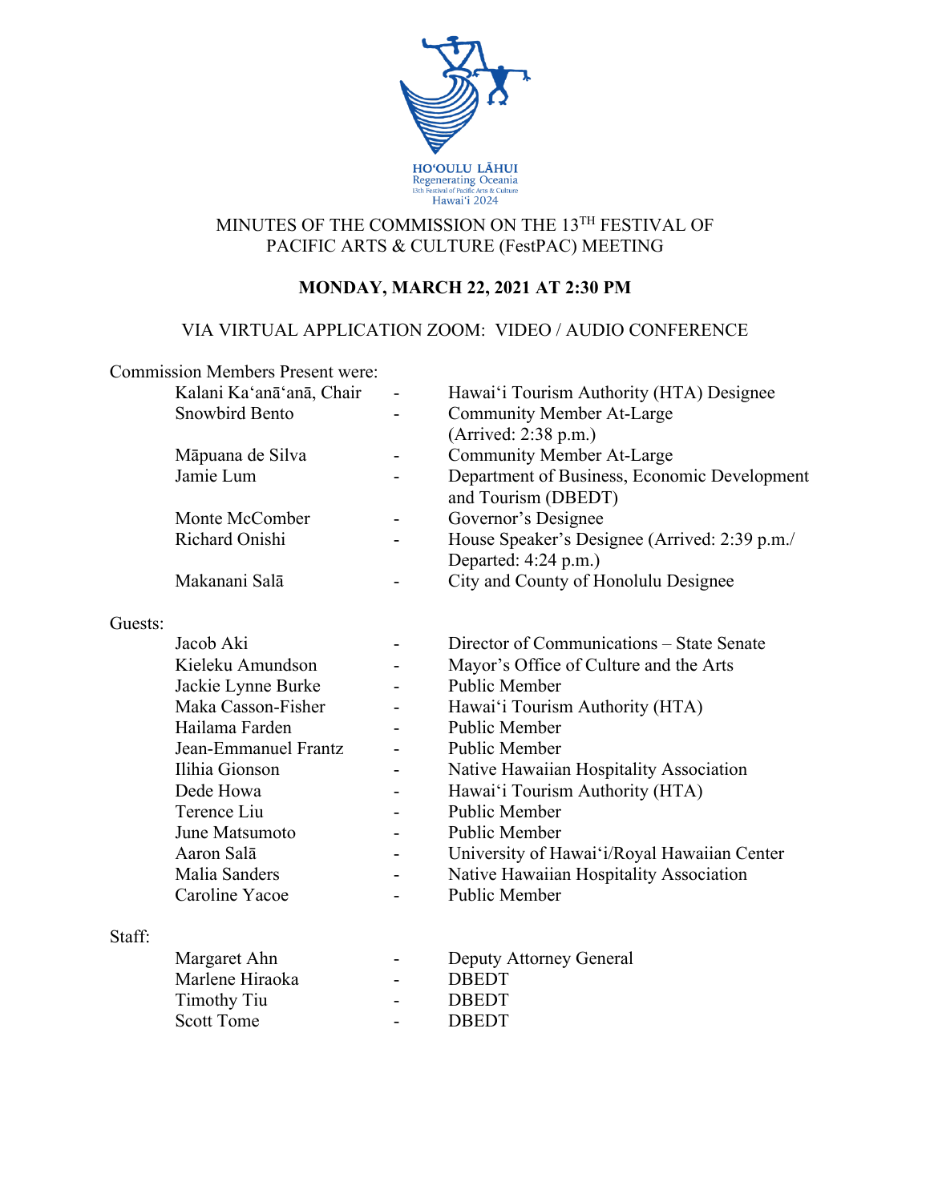HOʻOULU LĀHUI
Regenerating Oceania
13th Festival of Pacific Arts & Culture
Hawaiʻi 2024

# MINUTES OF THE COMMISSION ON THE 13TH FESTIVAL OF PACIFIC ARTS & CULTURE (FestPAC) MEETING

## MONDAY, MARCH 22, 2021 AT 2:30 PM

VIA VIRTUAL APPLICATION ZOOM: VIDEO / AUDIO CONFERENCE

Commission Members Present were:

| | | |
|---|---|---|
| Kalani Kaʻanāʻanā, Chair | - | Hawaiʻi Tourism Authority (HTA) Designee |
| Snowbird Bento | - | Community Member At-Large (Arrived: 2:38 p.m.) |
| Māpuana de Silva | - | Community Member At-Large |
| Jamie Lum | - | Department of Business, Economic Development and Tourism (DBEDT) |
| Monte McComber | - | Governor's Designee |
| Richard Onishi | - | House Speaker's Designee (Arrived: 2:39 p.m./ Departed: 4:24 p.m.) |
| Makanani Salā | - | City and County of Honolulu Designee |

Guests:

| | | |
|---|---|---|
| Jacob Aki | - | Director of Communications – State Senate |
| Kieleku Amundson | - | Mayor's Office of Culture and the Arts |
| Jackie Lynne Burke | - | Public Member |
| Maka Casson-Fisher | - | Hawaiʻi Tourism Authority (HTA) |
| Hailama Farden | - | Public Member |
| Jean-Emmanuel Frantz | - | Public Member |
| Ilihia Gionson | - | Native Hawaiian Hospitality Association |
| Dede Howa | - | Hawaiʻi Tourism Authority (HTA) |
| Terence Liu | - | Public Member |
| June Matsumoto | - | Public Member |
| Aaron Salā | - | University of Hawaiʻi/Royal Hawaiian Center |
| Malia Sanders | - | Native Hawaiian Hospitality Association |
| Caroline Yacoe | - | Public Member |

Staff:

| | | |
|---|---|---|
| Margaret Ahn | - | Deputy Attorney General |
| Marlene Hiraoka | - | DBEDT |
| Timothy Tiu | - | DBEDT |
| Scott Tome | - | DBEDT |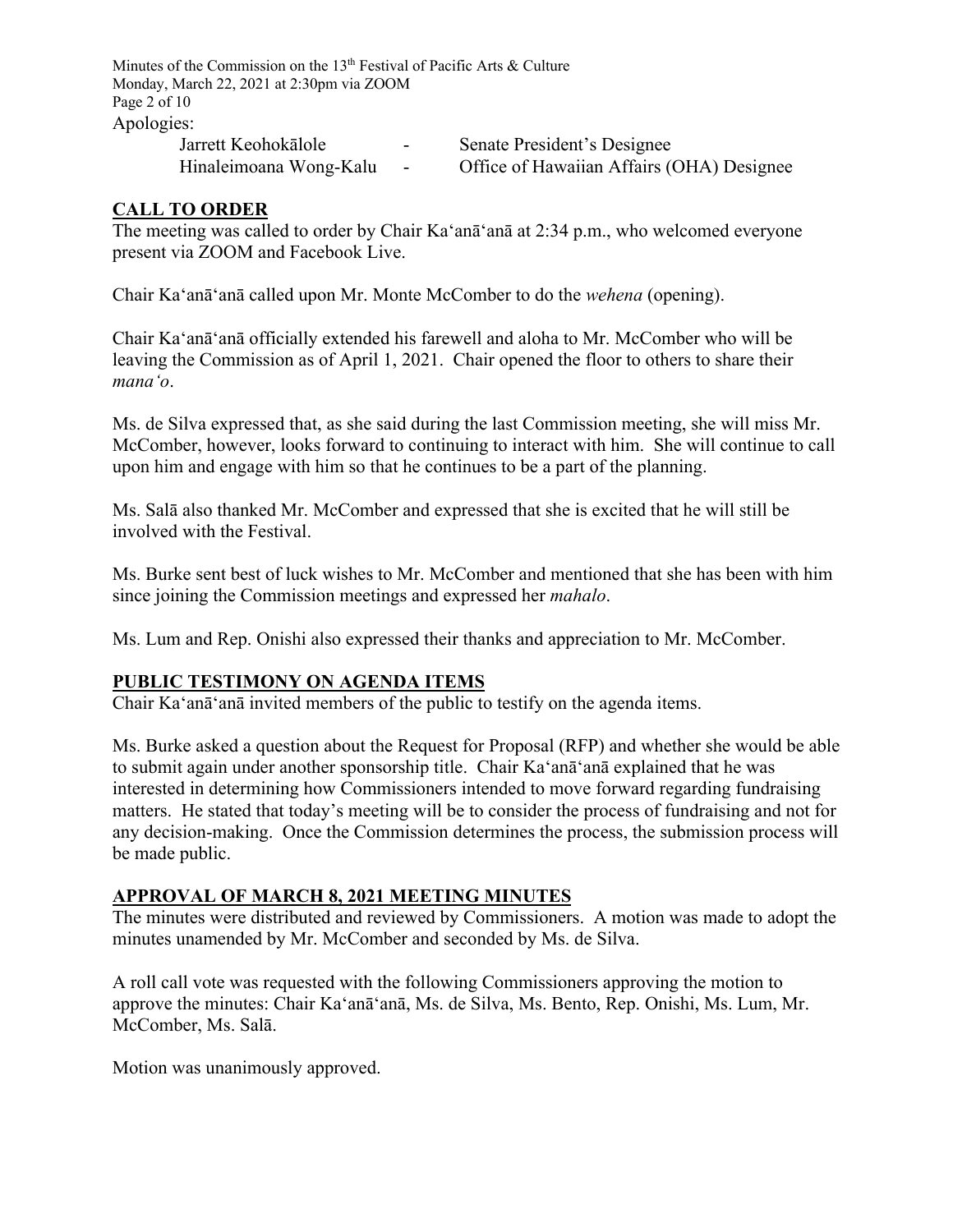Apologies:

| | | |
|---|---|---|
| Jarrett Keohokālole | - | Senate President's Designee |
| Hinaleimoana Wong-Kalu | - | Office of Hawaiian Affairs (OHA) Designee |

## CALL TO ORDER

The meeting was called to order by Chair Ka'anā'anā at 2:34 p.m., who welcomed everyone present via ZOOM and Facebook Live.

Chair Ka'anā'anā called upon Mr. Monte McComber to do the *wehena* (opening).

Chair Ka'anā'anā officially extended his farewell and aloha to Mr. McComber who will be leaving the Commission as of April 1, 2021. Chair opened the floor to others to share their *mana'o*.

Ms. de Silva expressed that, as she said during the last Commission meeting, she will miss Mr. McComber, however, looks forward to continuing to interact with him. She will continue to call upon him and engage with him so that he continues to be a part of the planning.

Ms. Salā also thanked Mr. McComber and expressed that she is excited that he will still be involved with the Festival.

Ms. Burke sent best of luck wishes to Mr. McComber and mentioned that she has been with him since joining the Commission meetings and expressed her *mahalo*.

Ms. Lum and Rep. Onishi also expressed their thanks and appreciation to Mr. McComber.

## PUBLIC TESTIMONY ON AGENDA ITEMS

Chair Ka'anā'anā invited members of the public to testify on the agenda items.

Ms. Burke asked a question about the Request for Proposal (RFP) and whether she would be able to submit again under another sponsorship title. Chair Ka'anā'anā explained that he was interested in determining how Commissioners intended to move forward regarding fundraising matters. He stated that today's meeting will be to consider the process of fundraising and not for any decision-making. Once the Commission determines the process, the submission process will be made public.

## APPROVAL OF MARCH 8, 2021 MEETING MINUTES

The minutes were distributed and reviewed by Commissioners. A motion was made to adopt the minutes unamended by Mr. McComber and seconded by Ms. de Silva.

A roll call vote was requested with the following Commissioners approving the motion to approve the minutes: Chair Ka'anā'anā, Ms. de Silva, Ms. Bento, Rep. Onishi, Ms. Lum, Mr. McComber, Ms. Salā.

Motion was unanimously approved.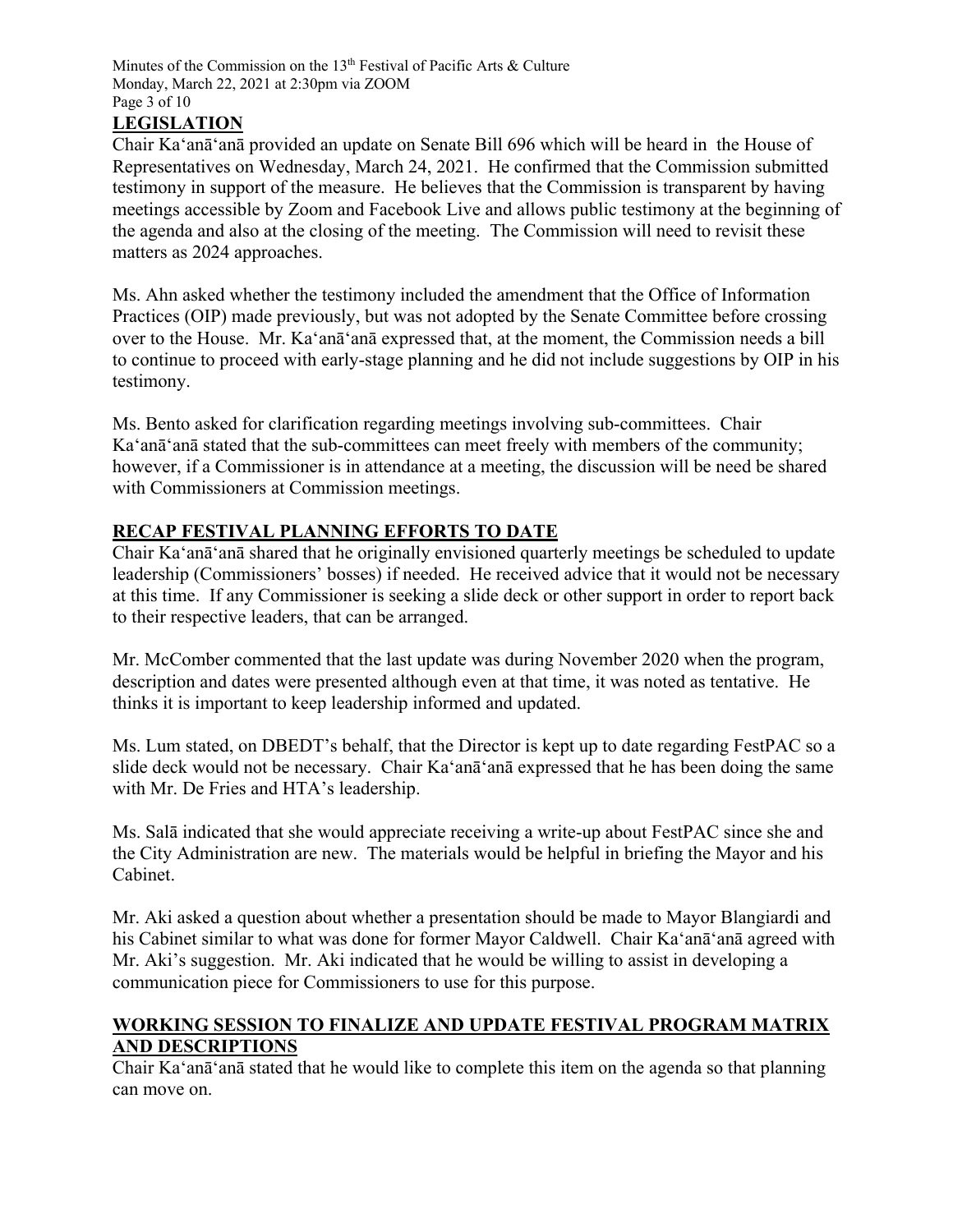## LEGISLATION

Chair Kaʻanāʻanā provided an update on Senate Bill 696 which will be heard in the House of Representatives on Wednesday, March 24, 2021. He confirmed that the Commission submitted testimony in support of the measure. He believes that the Commission is transparent by having meetings accessible by Zoom and Facebook Live and allows public testimony at the beginning of the agenda and also at the closing of the meeting. The Commission will need to revisit these matters as 2024 approaches.

Ms. Ahn asked whether the testimony included the amendment that the Office of Information Practices (OIP) made previously, but was not adopted by the Senate Committee before crossing over to the House. Mr. Kaʻanāʻanā expressed that, at the moment, the Commission needs a bill to continue to proceed with early-stage planning and he did not include suggestions by OIP in his testimony.

Ms. Bento asked for clarification regarding meetings involving sub-committees. Chair Kaʻanāʻanā stated that the sub-committees can meet freely with members of the community; however, if a Commissioner is in attendance at a meeting, the discussion will be need be shared with Commissioners at Commission meetings.

## RECAP FESTIVAL PLANNING EFFORTS TO DATE

Chair Kaʻanāʻanā shared that he originally envisioned quarterly meetings be scheduled to update leadership (Commissioners' bosses) if needed. He received advice that it would not be necessary at this time. If any Commissioner is seeking a slide deck or other support in order to report back to their respective leaders, that can be arranged.

Mr. McComber commented that the last update was during November 2020 when the program, description and dates were presented although even at that time, it was noted as tentative. He thinks it is important to keep leadership informed and updated.

Ms. Lum stated, on DBEDT's behalf, that the Director is kept up to date regarding FestPAC so a slide deck would not be necessary. Chair Kaʻanāʻanā expressed that he has been doing the same with Mr. De Fries and HTA's leadership.

Ms. Salā indicated that she would appreciate receiving a write-up about FestPAC since she and the City Administration are new. The materials would be helpful in briefing the Mayor and his Cabinet.

Mr. Aki asked a question about whether a presentation should be made to Mayor Blangiardi and his Cabinet similar to what was done for former Mayor Caldwell. Chair Kaʻanāʻanā agreed with Mr. Aki's suggestion. Mr. Aki indicated that he would be willing to assist in developing a communication piece for Commissioners to use for this purpose.

## WORKING SESSION TO FINALIZE AND UPDATE FESTIVAL PROGRAM MATRIX AND DESCRIPTIONS

Chair Kaʻanāʻanā stated that he would like to complete this item on the agenda so that planning can move on.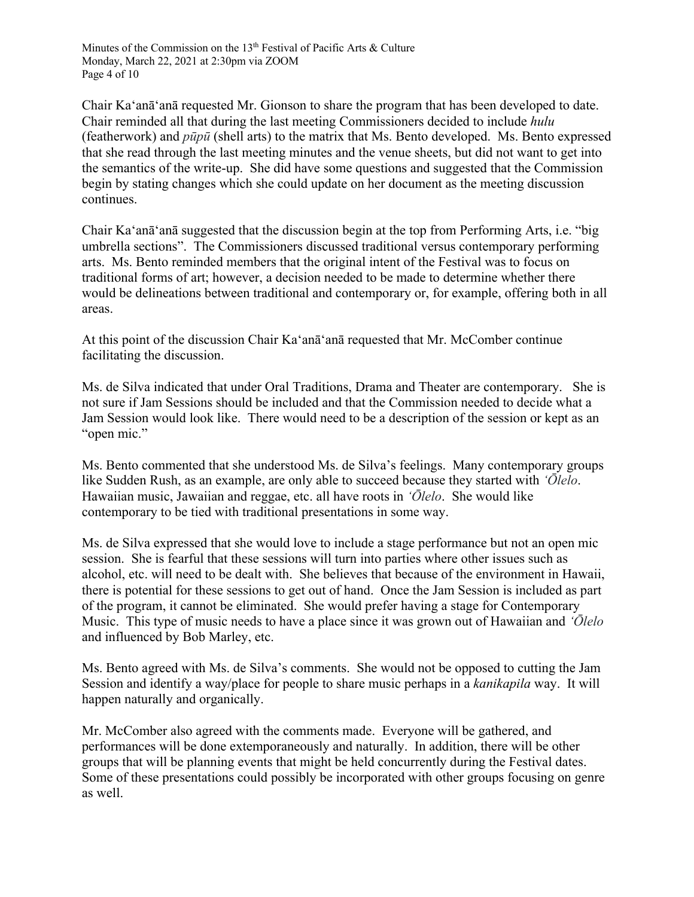Chair Kaʻanāʻanā requested Mr. Gionson to share the program that has been developed to date. Chair reminded all that during the last meeting Commissioners decided to include *hulu* (featherwork) and *pūpū* (shell arts) to the matrix that Ms. Bento developed. Ms. Bento expressed that she read through the last meeting minutes and the venue sheets, but did not want to get into the semantics of the write-up. She did have some questions and suggested that the Commission begin by stating changes which she could update on her document as the meeting discussion continues.

Chair Kaʻanāʻanā suggested that the discussion begin at the top from Performing Arts, i.e. "big umbrella sections". The Commissioners discussed traditional versus contemporary performing arts. Ms. Bento reminded members that the original intent of the Festival was to focus on traditional forms of art; however, a decision needed to be made to determine whether there would be delineations between traditional and contemporary or, for example, offering both in all areas.

At this point of the discussion Chair Kaʻanāʻanā requested that Mr. McComber continue facilitating the discussion.

Ms. de Silva indicated that under Oral Traditions, Drama and Theater are contemporary. She is not sure if Jam Sessions should be included and that the Commission needed to decide what a Jam Session would look like. There would need to be a description of the session or kept as an "open mic."

Ms. Bento commented that she understood Ms. de Silva's feelings. Many contemporary groups like Sudden Rush, as an example, are only able to succeed because they started with *ʻŌlelo*. Hawaiian music, Jawaiian and reggae, etc. all have roots in *ʻŌlelo*. She would like contemporary to be tied with traditional presentations in some way.

Ms. de Silva expressed that she would love to include a stage performance but not an open mic session. She is fearful that these sessions will turn into parties where other issues such as alcohol, etc. will need to be dealt with. She believes that because of the environment in Hawaii, there is potential for these sessions to get out of hand. Once the Jam Session is included as part of the program, it cannot be eliminated. She would prefer having a stage for Contemporary Music. This type of music needs to have a place since it was grown out of Hawaiian and *ʻŌlelo* and influenced by Bob Marley, etc.

Ms. Bento agreed with Ms. de Silva's comments. She would not be opposed to cutting the Jam Session and identify a way/place for people to share music perhaps in a *kanikapila* way. It will happen naturally and organically.

Mr. McComber also agreed with the comments made. Everyone will be gathered, and performances will be done extemporaneously and naturally. In addition, there will be other groups that will be planning events that might be held concurrently during the Festival dates. Some of these presentations could possibly be incorporated with other groups focusing on genre as well.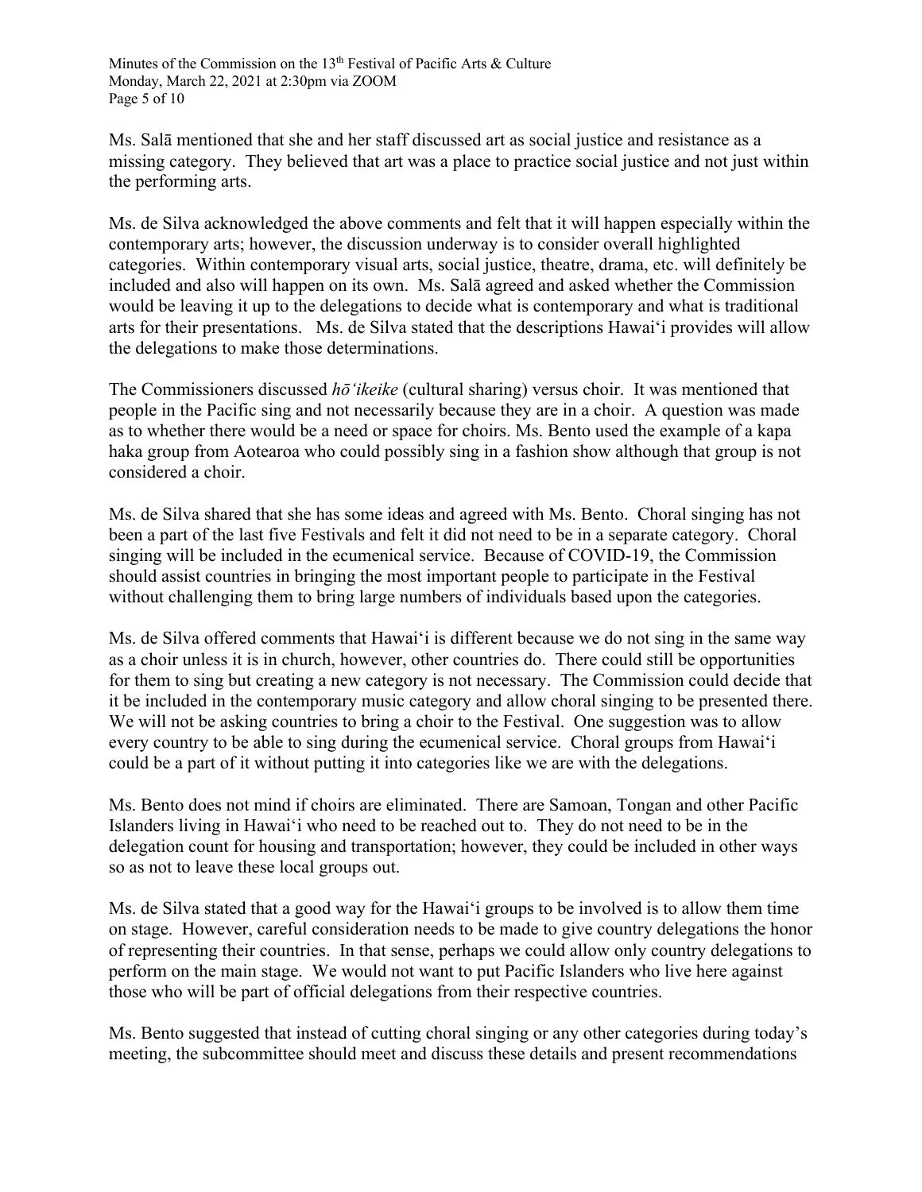Ms. Salā mentioned that she and her staff discussed art as social justice and resistance as a missing category. They believed that art was a place to practice social justice and not just within the performing arts.

Ms. de Silva acknowledged the above comments and felt that it will happen especially within the contemporary arts; however, the discussion underway is to consider overall highlighted categories. Within contemporary visual arts, social justice, theatre, drama, etc. will definitely be included and also will happen on its own. Ms. Salā agreed and asked whether the Commission would be leaving it up to the delegations to decide what is contemporary and what is traditional arts for their presentations. Ms. de Silva stated that the descriptions Hawaiʻi provides will allow the delegations to make those determinations.

The Commissioners discussed *hōʻikeike* (cultural sharing) versus choir. It was mentioned that people in the Pacific sing and not necessarily because they are in a choir. A question was made as to whether there would be a need or space for choirs. Ms. Bento used the example of a kapa haka group from Aotearoa who could possibly sing in a fashion show although that group is not considered a choir.

Ms. de Silva shared that she has some ideas and agreed with Ms. Bento. Choral singing has not been a part of the last five Festivals and felt it did not need to be in a separate category. Choral singing will be included in the ecumenical service. Because of COVID-19, the Commission should assist countries in bringing the most important people to participate in the Festival without challenging them to bring large numbers of individuals based upon the categories.

Ms. de Silva offered comments that Hawaiʻi is different because we do not sing in the same way as a choir unless it is in church, however, other countries do. There could still be opportunities for them to sing but creating a new category is not necessary. The Commission could decide that it be included in the contemporary music category and allow choral singing to be presented there. We will not be asking countries to bring a choir to the Festival. One suggestion was to allow every country to be able to sing during the ecumenical service. Choral groups from Hawaiʻi could be a part of it without putting it into categories like we are with the delegations.

Ms. Bento does not mind if choirs are eliminated. There are Samoan, Tongan and other Pacific Islanders living in Hawaiʻi who need to be reached out to. They do not need to be in the delegation count for housing and transportation; however, they could be included in other ways so as not to leave these local groups out.

Ms. de Silva stated that a good way for the Hawaiʻi groups to be involved is to allow them time on stage. However, careful consideration needs to be made to give country delegations the honor of representing their countries. In that sense, perhaps we could allow only country delegations to perform on the main stage. We would not want to put Pacific Islanders who live here against those who will be part of official delegations from their respective countries.

Ms. Bento suggested that instead of cutting choral singing or any other categories during today's meeting, the subcommittee should meet and discuss these details and present recommendations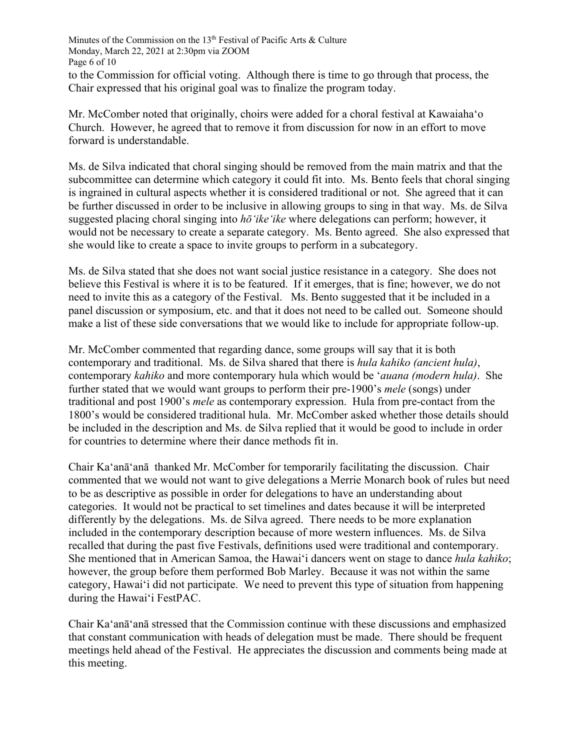to the Commission for official voting. Although there is time to go through that process, the Chair expressed that his original goal was to finalize the program today.

Mr. McComber noted that originally, choirs were added for a choral festival at Kawaiahaʻo Church. However, he agreed that to remove it from discussion for now in an effort to move forward is understandable.

Ms. de Silva indicated that choral singing should be removed from the main matrix and that the subcommittee can determine which category it could fit into. Ms. Bento feels that choral singing is ingrained in cultural aspects whether it is considered traditional or not. She agreed that it can be further discussed in order to be inclusive in allowing groups to sing in that way. Ms. de Silva suggested placing choral singing into *hōʻikeʻike* where delegations can perform; however, it would not be necessary to create a separate category. Ms. Bento agreed. She also expressed that she would like to create a space to invite groups to perform in a subcategory.

Ms. de Silva stated that she does not want social justice resistance in a category. She does not believe this Festival is where it is to be featured. If it emerges, that is fine; however, we do not need to invite this as a category of the Festival. Ms. Bento suggested that it be included in a panel discussion or symposium, etc. and that it does not need to be called out. Someone should make a list of these side conversations that we would like to include for appropriate follow-up.

Mr. McComber commented that regarding dance, some groups will say that it is both contemporary and traditional. Ms. de Silva shared that there is *hula kahiko (ancient hula)*, contemporary *kahiko* and more contemporary hula which would be ʻ*auana (modern hula)*. She further stated that we would want groups to perform their pre-1900's *mele* (songs) under traditional and post 1900's *mele* as contemporary expression. Hula from pre-contact from the 1800's would be considered traditional hula. Mr. McComber asked whether those details should be included in the description and Ms. de Silva replied that it would be good to include in order for countries to determine where their dance methods fit in.

Chair Kaʻanāʻanā thanked Mr. McComber for temporarily facilitating the discussion. Chair commented that we would not want to give delegations a Merrie Monarch book of rules but need to be as descriptive as possible in order for delegations to have an understanding about categories. It would not be practical to set timelines and dates because it will be interpreted differently by the delegations. Ms. de Silva agreed. There needs to be more explanation included in the contemporary description because of more western influences. Ms. de Silva recalled that during the past five Festivals, definitions used were traditional and contemporary. She mentioned that in American Samoa, the Hawaiʻi dancers went on stage to dance *hula kahiko*; however, the group before them performed Bob Marley. Because it was not within the same category, Hawaiʻi did not participate. We need to prevent this type of situation from happening during the Hawaiʻi FestPAC.

Chair Kaʻanāʻanā stressed that the Commission continue with these discussions and emphasized that constant communication with heads of delegation must be made. There should be frequent meetings held ahead of the Festival. He appreciates the discussion and comments being made at this meeting.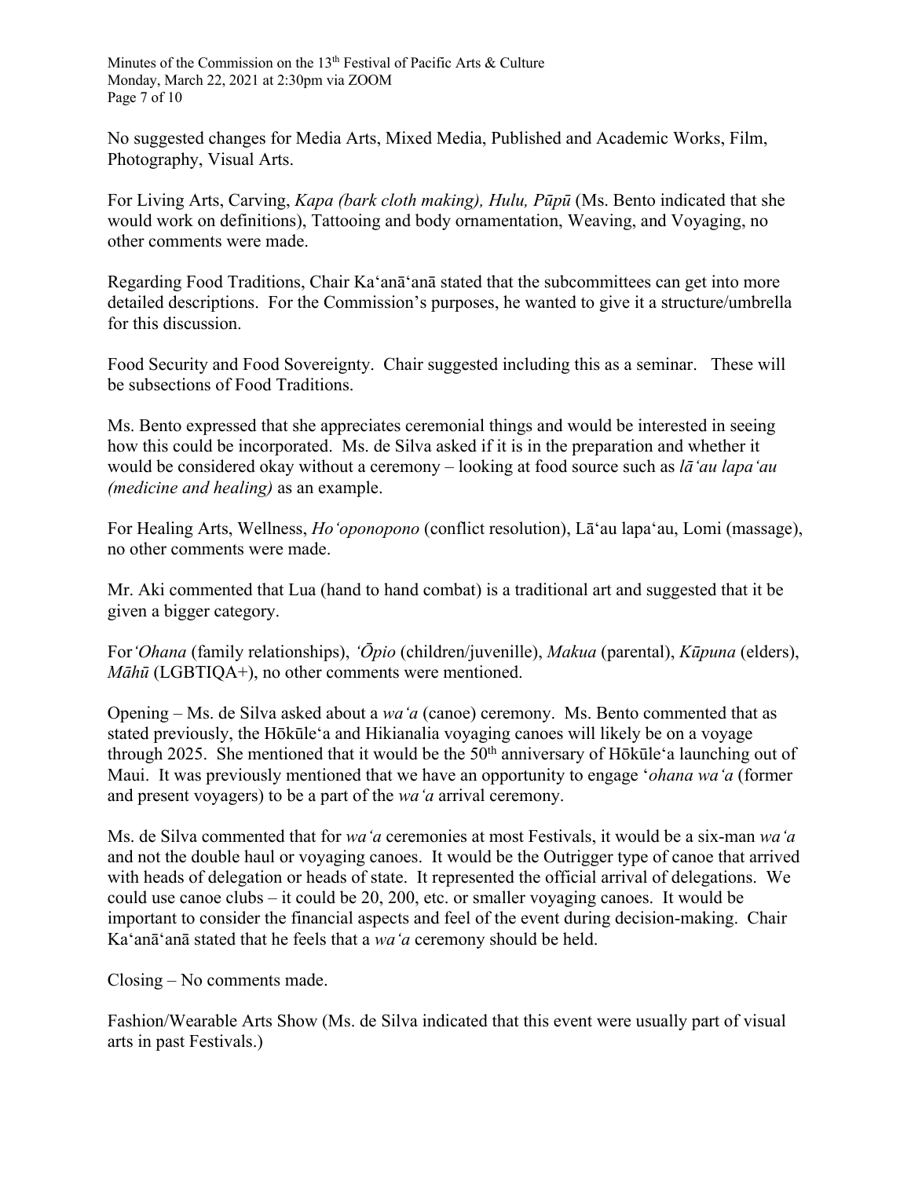No suggested changes for Media Arts, Mixed Media, Published and Academic Works, Film, Photography, Visual Arts.

For Living Arts, Carving, *Kapa (bark cloth making), Hulu, Pūpū* (Ms. Bento indicated that she would work on definitions), Tattooing and body ornamentation, Weaving, and Voyaging, no other comments were made.

Regarding Food Traditions, Chair Kaʻanāʻanā stated that the subcommittees can get into more detailed descriptions. For the Commission's purposes, he wanted to give it a structure/umbrella for this discussion.

Food Security and Food Sovereignty. Chair suggested including this as a seminar. These will be subsections of Food Traditions.

Ms. Bento expressed that she appreciates ceremonial things and would be interested in seeing how this could be incorporated. Ms. de Silva asked if it is in the preparation and whether it would be considered okay without a ceremony – looking at food source such as *lāʻau lapaʻau (medicine and healing)* as an example.

For Healing Arts, Wellness, *Hoʻoponopono* (conflict resolution), Lāʻau lapaʻau, Lomi (massage), no other comments were made.

Mr. Aki commented that Lua (hand to hand combat) is a traditional art and suggested that it be given a bigger category.

For *ʻOhana* (family relationships), *ʻŌpio* (children/juvenille), *Makua* (parental), *Kūpuna* (elders), *Māhū* (LGBTIQA+), no other comments were mentioned.

Opening – Ms. de Silva asked about a *waʻa* (canoe) ceremony. Ms. Bento commented that as stated previously, the Hōkūleʻa and Hikianalia voyaging canoes will likely be on a voyage through 2025. She mentioned that it would be the 50th anniversary of Hōkūleʻa launching out of Maui. It was previously mentioned that we have an opportunity to engage ʻ*ohana waʻa* (former and present voyagers) to be a part of the *waʻa* arrival ceremony.

Ms. de Silva commented that for *waʻa* ceremonies at most Festivals, it would be a six-man *waʻa* and not the double haul or voyaging canoes. It would be the Outrigger type of canoe that arrived with heads of delegation or heads of state. It represented the official arrival of delegations. We could use canoe clubs – it could be 20, 200, etc. or smaller voyaging canoes. It would be important to consider the financial aspects and feel of the event during decision-making. Chair Kaʻanāʻanā stated that he feels that a *waʻa* ceremony should be held.

Closing – No comments made.

Fashion/Wearable Arts Show (Ms. de Silva indicated that this event were usually part of visual arts in past Festivals.)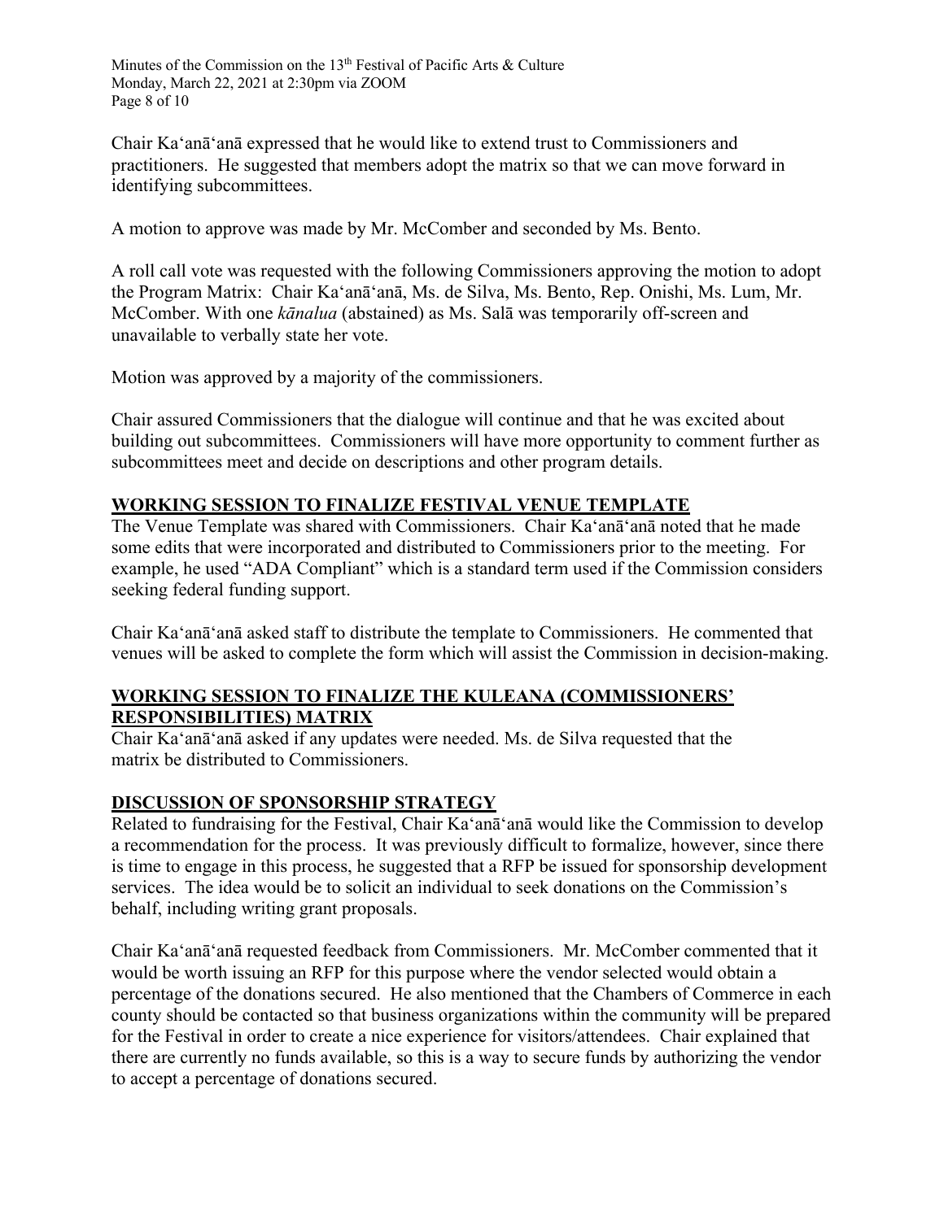Chair Kaʻanāʻanā expressed that he would like to extend trust to Commissioners and practitioners. He suggested that members adopt the matrix so that we can move forward in identifying subcommittees.

A motion to approve was made by Mr. McComber and seconded by Ms. Bento.

A roll call vote was requested with the following Commissioners approving the motion to adopt the Program Matrix: Chair Kaʻanāʻanā, Ms. de Silva, Ms. Bento, Rep. Onishi, Ms. Lum, Mr. McComber. With one *kānalua* (abstained) as Ms. Salā was temporarily off-screen and unavailable to verbally state her vote.

Motion was approved by a majority of the commissioners.

Chair assured Commissioners that the dialogue will continue and that he was excited about building out subcommittees. Commissioners will have more opportunity to comment further as subcommittees meet and decide on descriptions and other program details.

## WORKING SESSION TO FINALIZE FESTIVAL VENUE TEMPLATE

The Venue Template was shared with Commissioners. Chair Kaʻanāʻanā noted that he made some edits that were incorporated and distributed to Commissioners prior to the meeting. For example, he used "ADA Compliant" which is a standard term used if the Commission considers seeking federal funding support.

Chair Kaʻanāʻanā asked staff to distribute the template to Commissioners. He commented that venues will be asked to complete the form which will assist the Commission in decision-making.

## WORKING SESSION TO FINALIZE THE KULEANA (COMMISSIONERS' RESPONSIBILITIES) MATRIX

Chair Kaʻanāʻanā asked if any updates were needed. Ms. de Silva requested that the matrix be distributed to Commissioners.

## DISCUSSION OF SPONSORSHIP STRATEGY

Related to fundraising for the Festival, Chair Kaʻanāʻanā would like the Commission to develop a recommendation for the process. It was previously difficult to formalize, however, since there is time to engage in this process, he suggested that a RFP be issued for sponsorship development services. The idea would be to solicit an individual to seek donations on the Commission's behalf, including writing grant proposals.

Chair Kaʻanāʻanā requested feedback from Commissioners. Mr. McComber commented that it would be worth issuing an RFP for this purpose where the vendor selected would obtain a percentage of the donations secured. He also mentioned that the Chambers of Commerce in each county should be contacted so that business organizations within the community will be prepared for the Festival in order to create a nice experience for visitors/attendees. Chair explained that there are currently no funds available, so this is a way to secure funds by authorizing the vendor to accept a percentage of donations secured.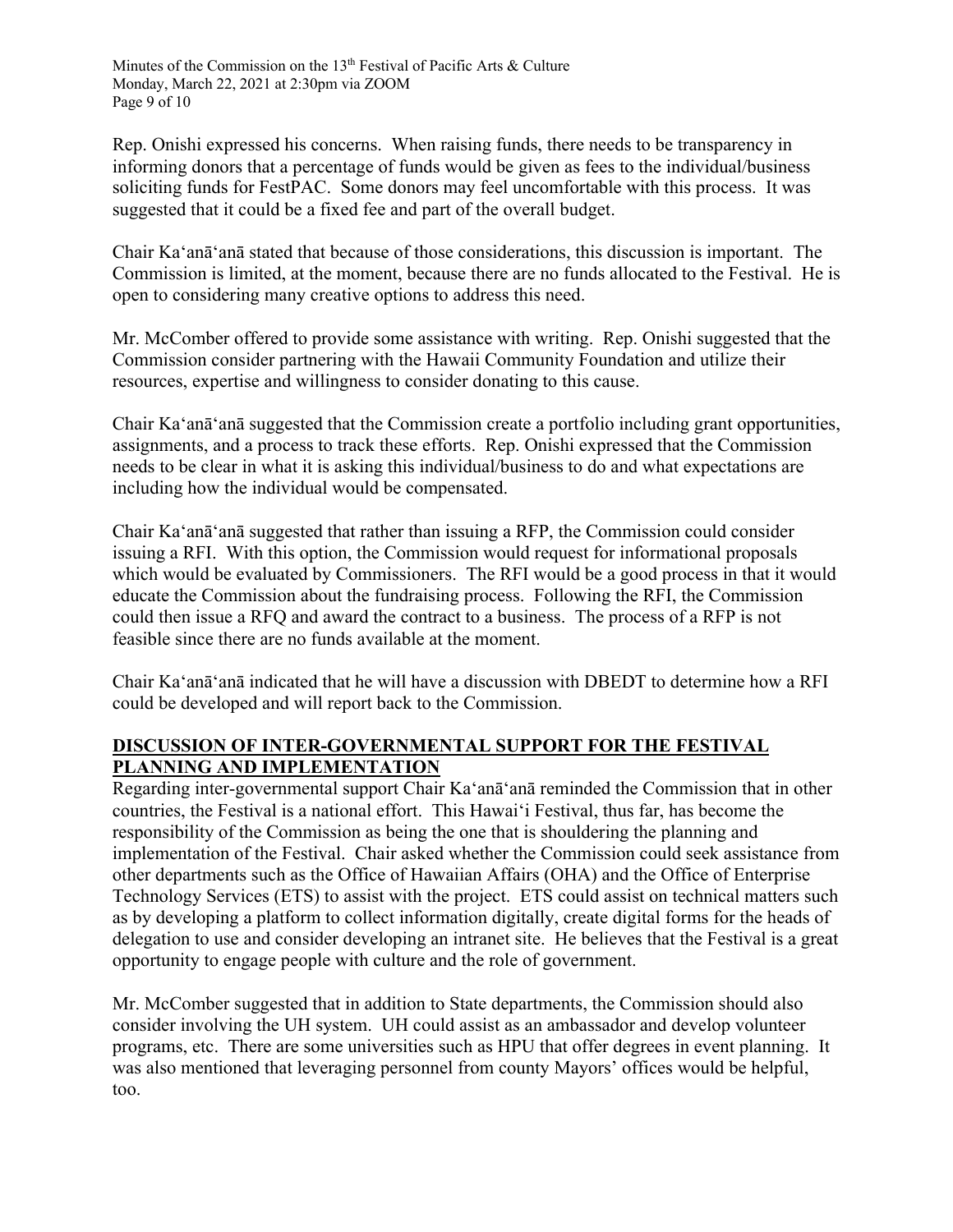Rep. Onishi expressed his concerns. When raising funds, there needs to be transparency in informing donors that a percentage of funds would be given as fees to the individual/business soliciting funds for FestPAC. Some donors may feel uncomfortable with this process. It was suggested that it could be a fixed fee and part of the overall budget.

Chair Kaʻanāʻanā stated that because of those considerations, this discussion is important. The Commission is limited, at the moment, because there are no funds allocated to the Festival. He is open to considering many creative options to address this need.

Mr. McComber offered to provide some assistance with writing. Rep. Onishi suggested that the Commission consider partnering with the Hawaii Community Foundation and utilize their resources, expertise and willingness to consider donating to this cause.

Chair Kaʻanāʻanā suggested that the Commission create a portfolio including grant opportunities, assignments, and a process to track these efforts. Rep. Onishi expressed that the Commission needs to be clear in what it is asking this individual/business to do and what expectations are including how the individual would be compensated.

Chair Kaʻanāʻanā suggested that rather than issuing a RFP, the Commission could consider issuing a RFI. With this option, the Commission would request for informational proposals which would be evaluated by Commissioners. The RFI would be a good process in that it would educate the Commission about the fundraising process. Following the RFI, the Commission could then issue a RFQ and award the contract to a business. The process of a RFP is not feasible since there are no funds available at the moment.

Chair Kaʻanāʻanā indicated that he will have a discussion with DBEDT to determine how a RFI could be developed and will report back to the Commission.

## DISCUSSION OF INTER-GOVERNMENTAL SUPPORT FOR THE FESTIVAL PLANNING AND IMPLEMENTATION

Regarding inter-governmental support Chair Kaʻanāʻanā reminded the Commission that in other countries, the Festival is a national effort. This Hawaiʻi Festival, thus far, has become the responsibility of the Commission as being the one that is shouldering the planning and implementation of the Festival. Chair asked whether the Commission could seek assistance from other departments such as the Office of Hawaiian Affairs (OHA) and the Office of Enterprise Technology Services (ETS) to assist with the project. ETS could assist on technical matters such as by developing a platform to collect information digitally, create digital forms for the heads of delegation to use and consider developing an intranet site. He believes that the Festival is a great opportunity to engage people with culture and the role of government.

Mr. McComber suggested that in addition to State departments, the Commission should also consider involving the UH system. UH could assist as an ambassador and develop volunteer programs, etc. There are some universities such as HPU that offer degrees in event planning. It was also mentioned that leveraging personnel from county Mayors' offices would be helpful, too.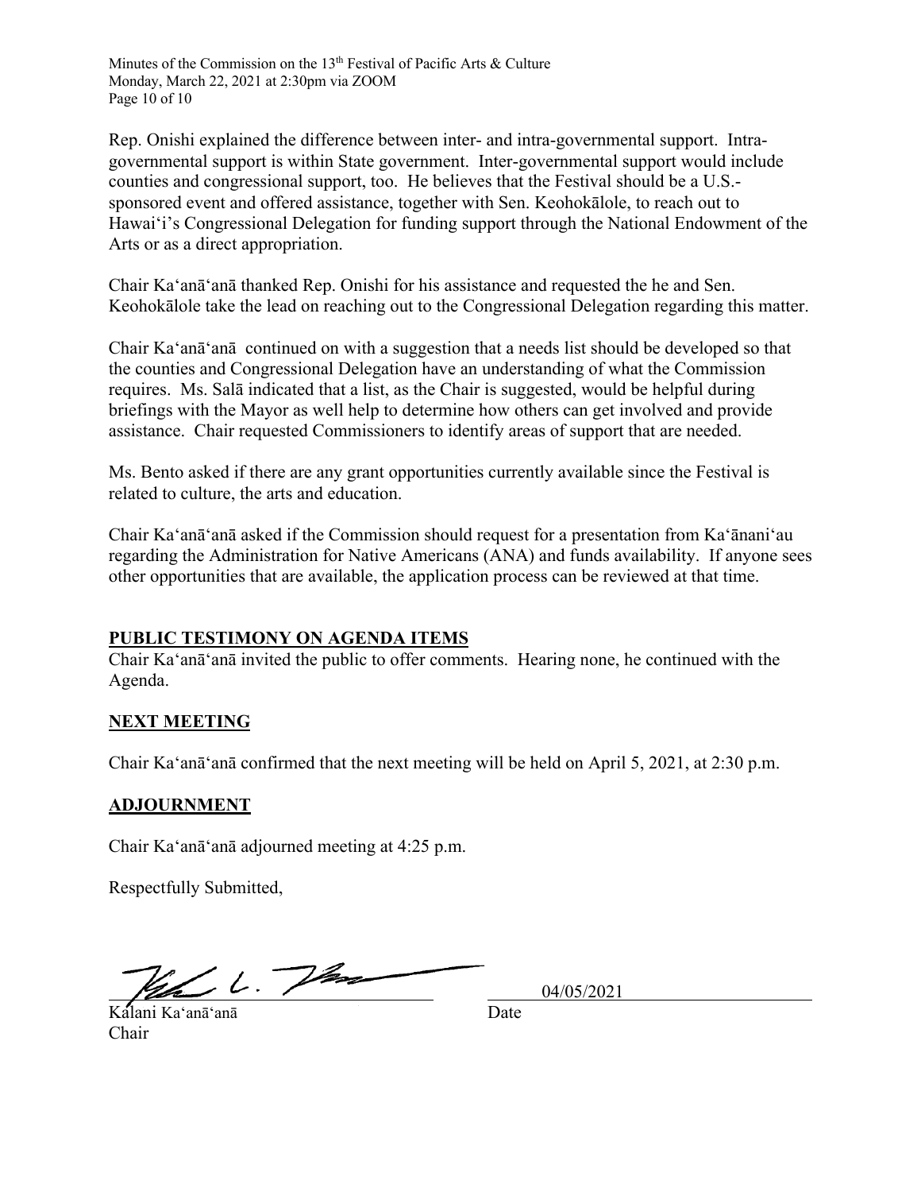Rep. Onishi explained the difference between inter- and intra-governmental support. Intra-governmental support is within State government. Inter-governmental support would include counties and congressional support, too. He believes that the Festival should be a U.S.-sponsored event and offered assistance, together with Sen. Keohokālole, to reach out to Hawaiʻi's Congressional Delegation for funding support through the National Endowment of the Arts or as a direct appropriation.

Chair Kaʻanāʻanā thanked Rep. Onishi for his assistance and requested the he and Sen. Keohokālole take the lead on reaching out to the Congressional Delegation regarding this matter.

Chair Kaʻanāʻanā continued on with a suggestion that a needs list should be developed so that the counties and Congressional Delegation have an understanding of what the Commission requires. Ms. Salā indicated that a list, as the Chair is suggested, would be helpful during briefings with the Mayor as well help to determine how others can get involved and provide assistance. Chair requested Commissioners to identify areas of support that are needed.

Ms. Bento asked if there are any grant opportunities currently available since the Festival is related to culture, the arts and education.

Chair Kaʻanāʻanā asked if the Commission should request for a presentation from Kaʻānaniʻau regarding the Administration for Native Americans (ANA) and funds availability. If anyone sees other opportunities that are available, the application process can be reviewed at that time.

## PUBLIC TESTIMONY ON AGENDA ITEMS

Chair Kaʻanāʻanā invited the public to offer comments. Hearing none, he continued with the Agenda.

## NEXT MEETING

Chair Kaʻanāʻanā confirmed that the next meeting will be held on April 5, 2021, at 2:30 p.m.

## ADJOURNMENT

Chair Kaʻanāʻanā adjourned meeting at 4:25 p.m.

Respectfully Submitted,

Kalani Kaʻanāʻanā
Chair

Date: 04/05/2021